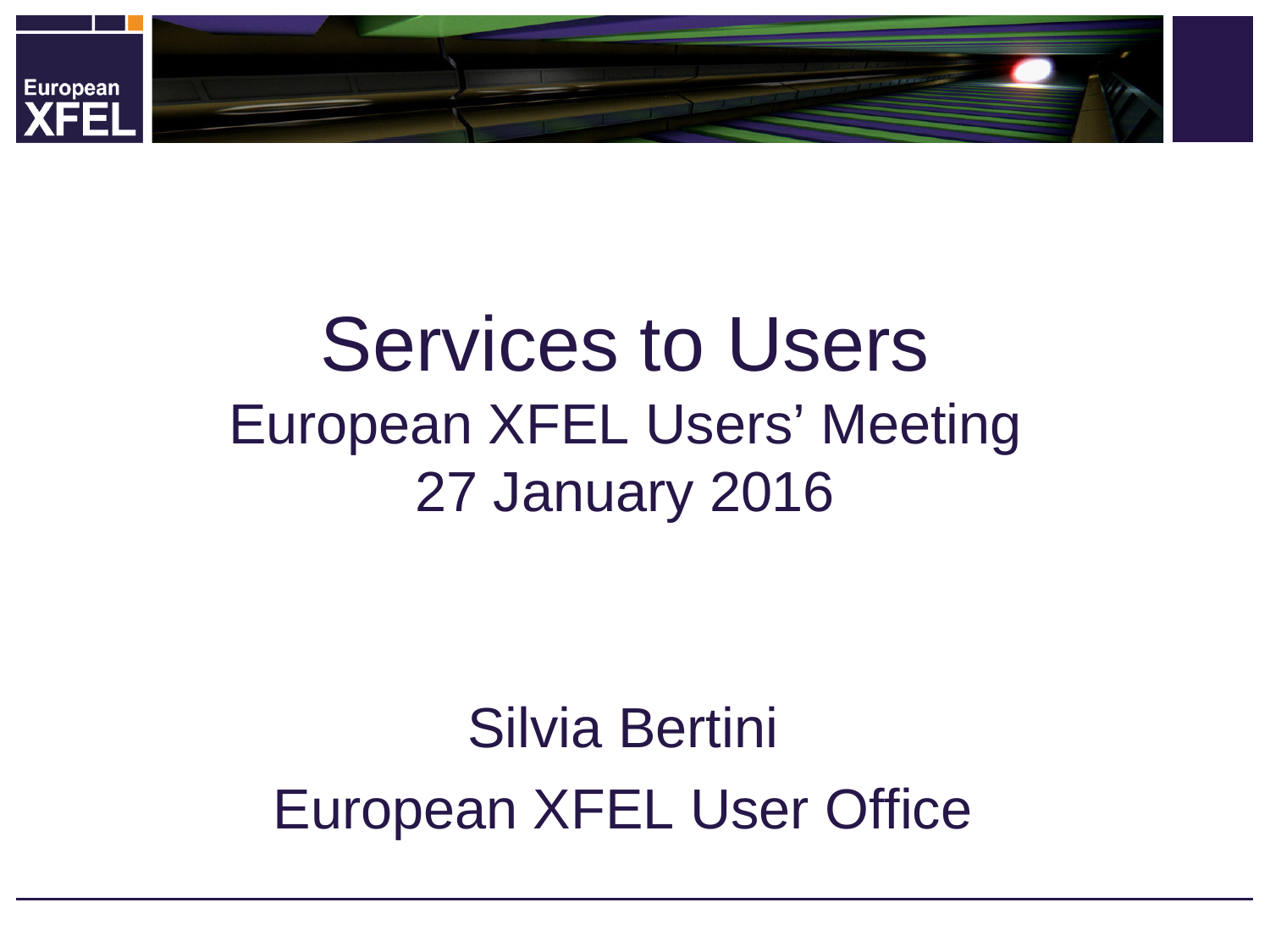# Services to Users

## European XFEL Users' Meeting

## 27 January 2016

Silvia Bertini

European XFEL User Office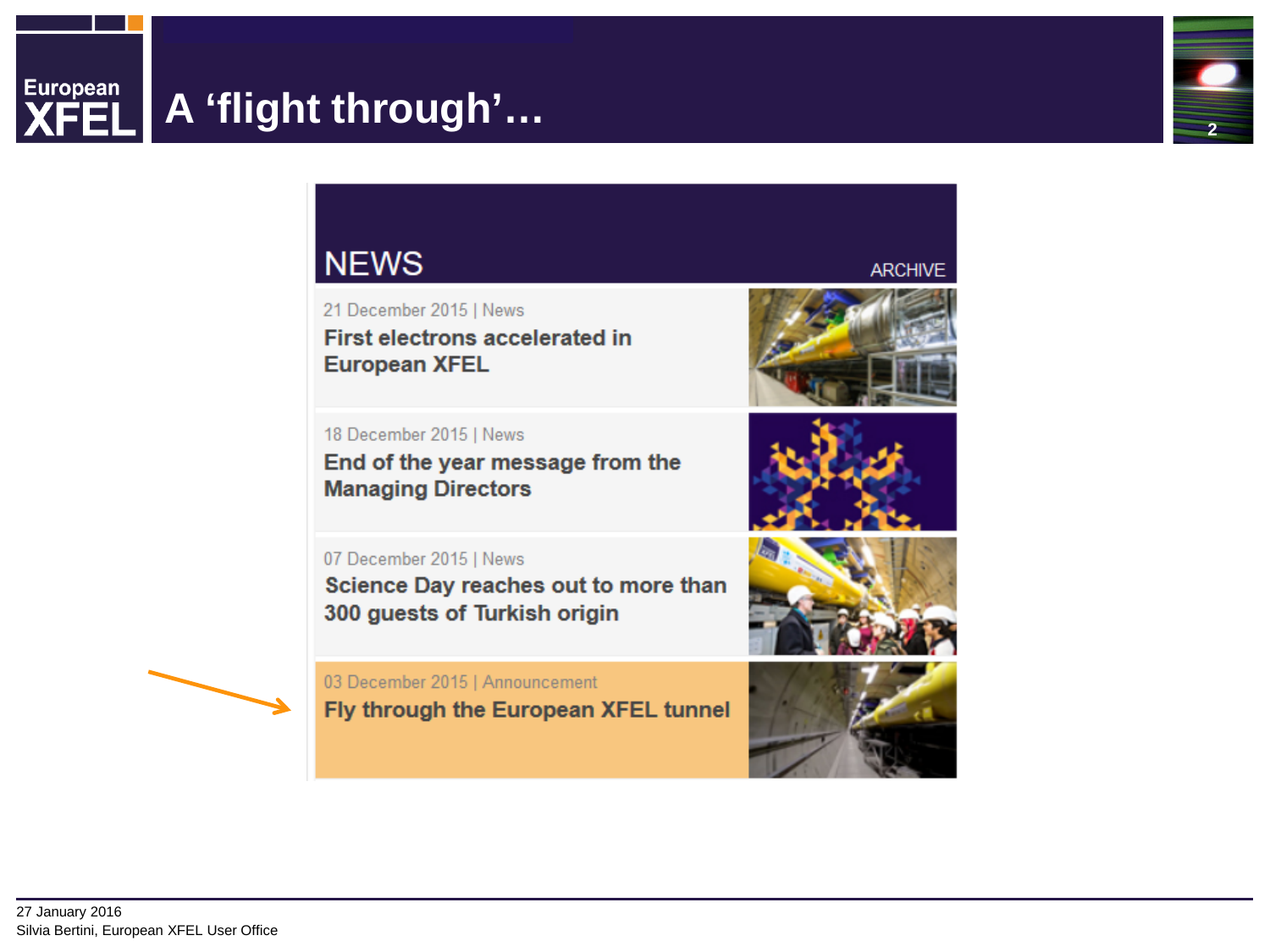# A 'flight through'…

## NEWS

ARCHIVE

21 December 2015 | News
**First electrons accelerated in European XFEL**

18 December 2015 | News
**End of the year message from the Managing Directors**

07 December 2015 | News
**Science Day reaches out to more than 300 guests of Turkish origin**

03 December 2015 | Announcement
**Fly through the European XFEL tunnel**

27 January 2016
Silvia Bertini, European XFEL User Office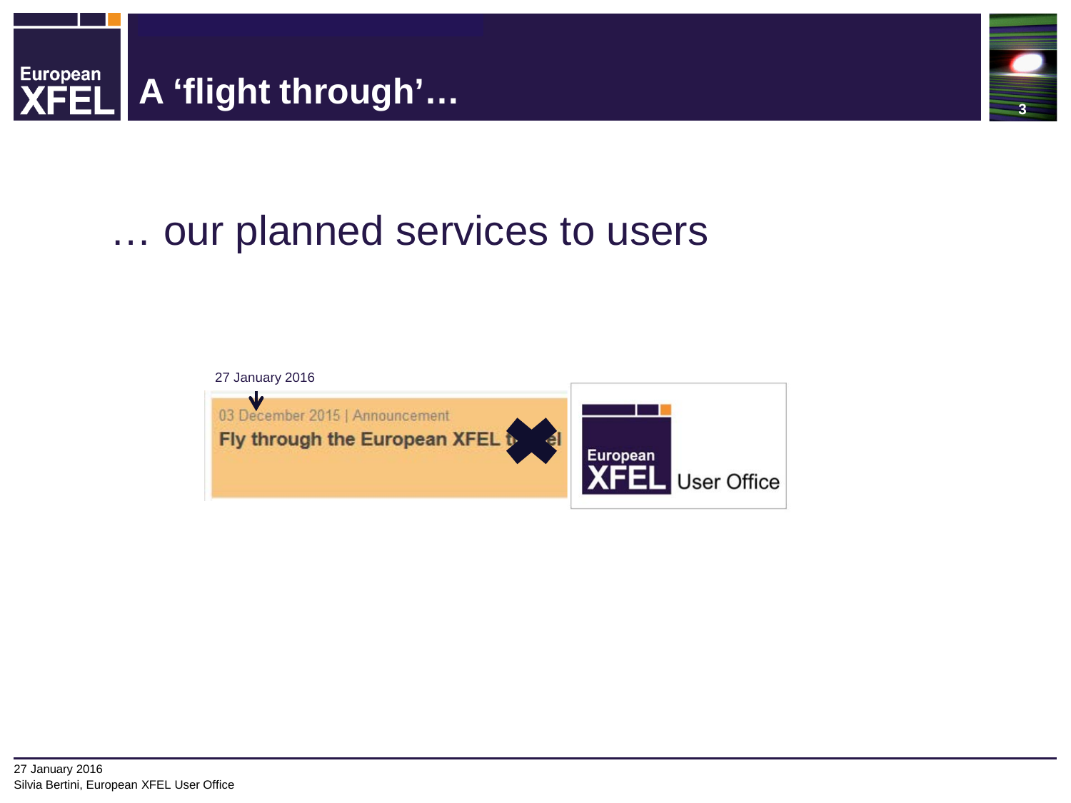# A ‘flight through’…

… our planned services to users

27 January 2016

03 December 2015 | Announcement

**Fly through the European XFEL t**✖**el**

European XFEL User Office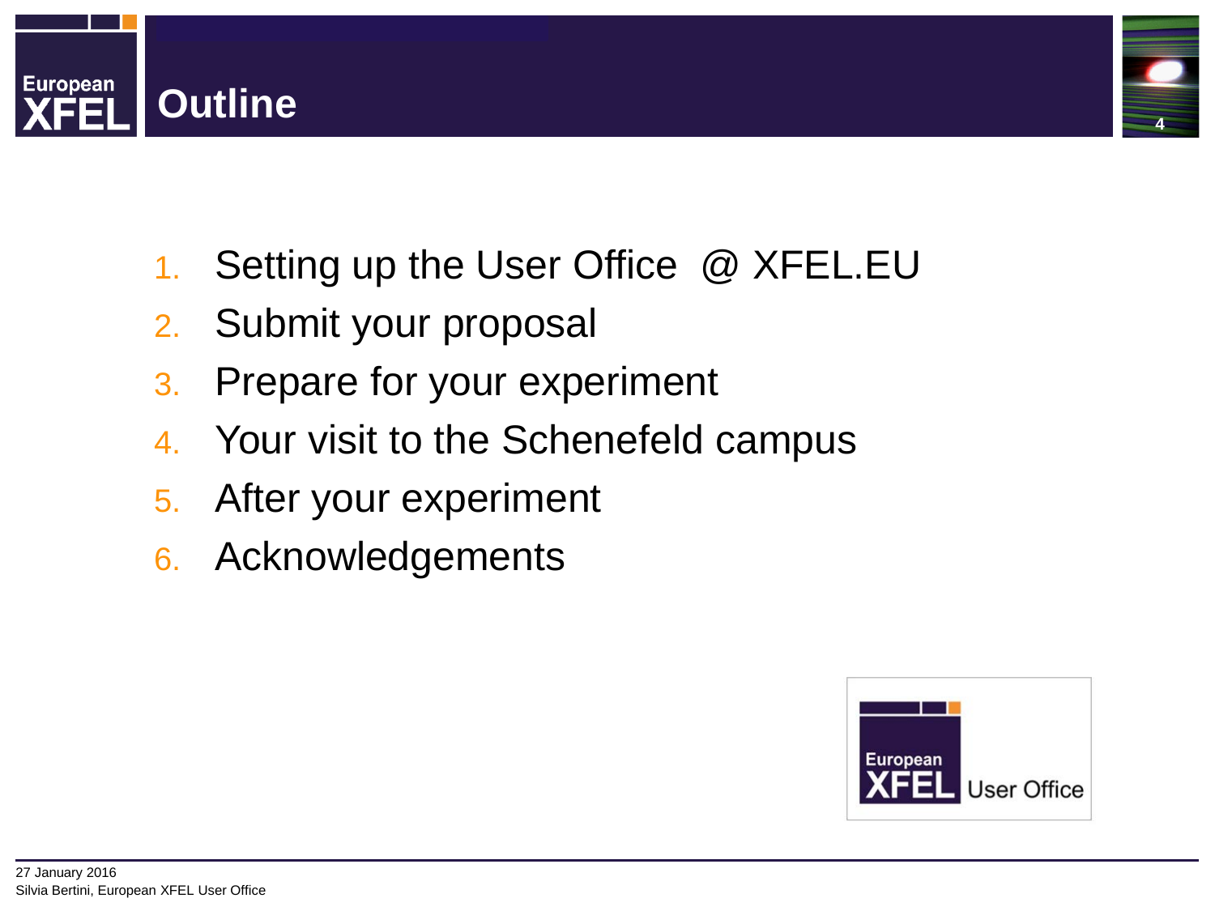# Outline

1. Setting up the User Office @ XFEL.EU
2. Submit your proposal
3. Prepare for your experiment
4. Your visit to the Schenefeld campus
5. After your experiment
6. Acknowledgements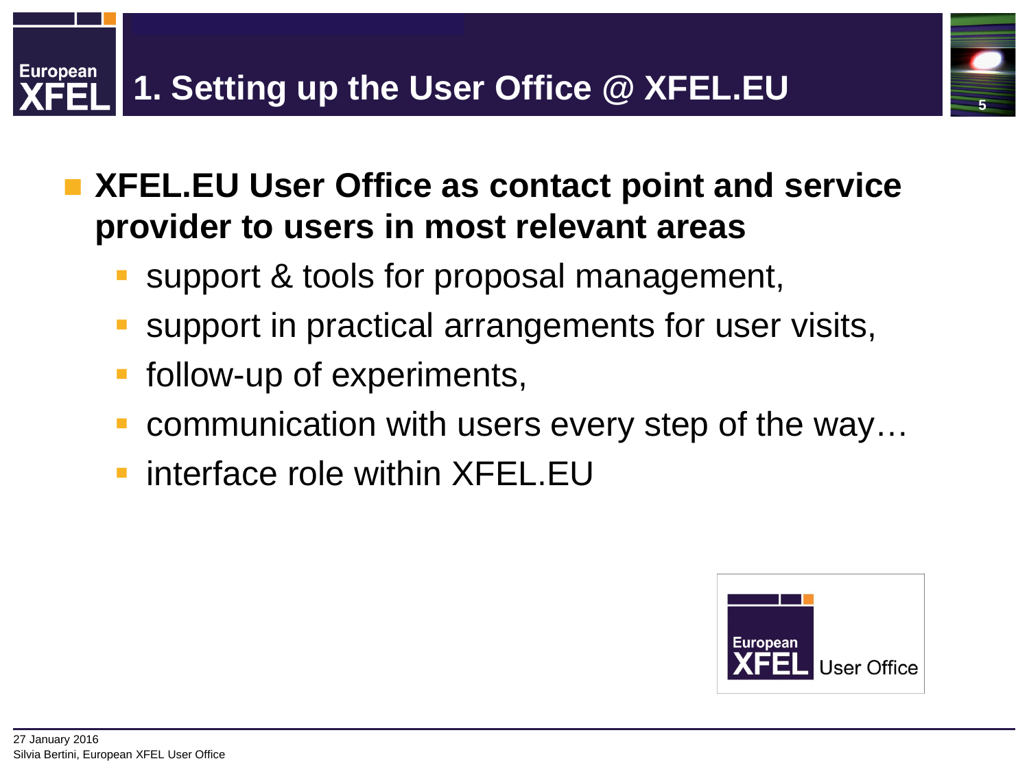# 1. Setting up the User Office @ XFEL.EU

- **XFEL.EU User Office as contact point and service provider to users in most relevant areas**
  - support & tools for proposal management,
  - support in practical arrangements for user visits,
  - follow-up of experiments,
  - communication with users every step of the way…
  - interface role within XFEL.EU

European XFEL User Office

27 January 2016
Silvia Bertini, European XFEL User Office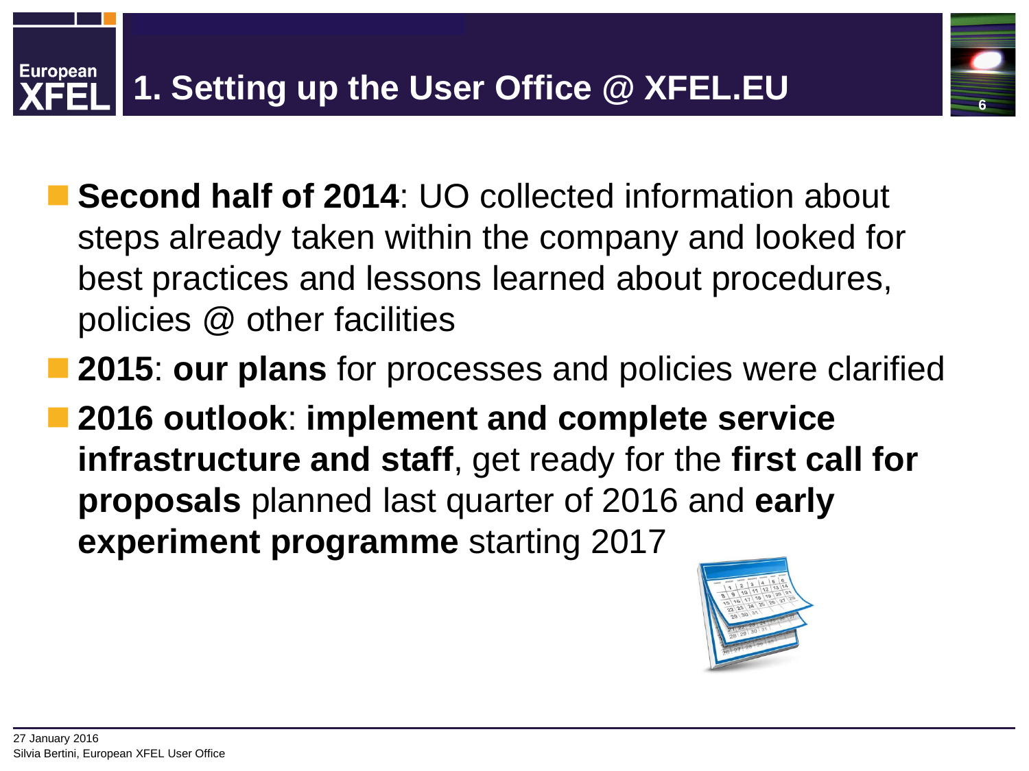# 1. Setting up the User Office @ XFEL.EU

- **Second half of 2014**: UO collected information about steps already taken within the company and looked for best practices and lessons learned about procedures, policies @ other facilities
- **2015**: **our plans** for processes and policies were clarified
- **2016 outlook**: **implement and complete service infrastructure and staff**, get ready for the **first call for proposals** planned last quarter of 2016 and **early experiment programme** starting 2017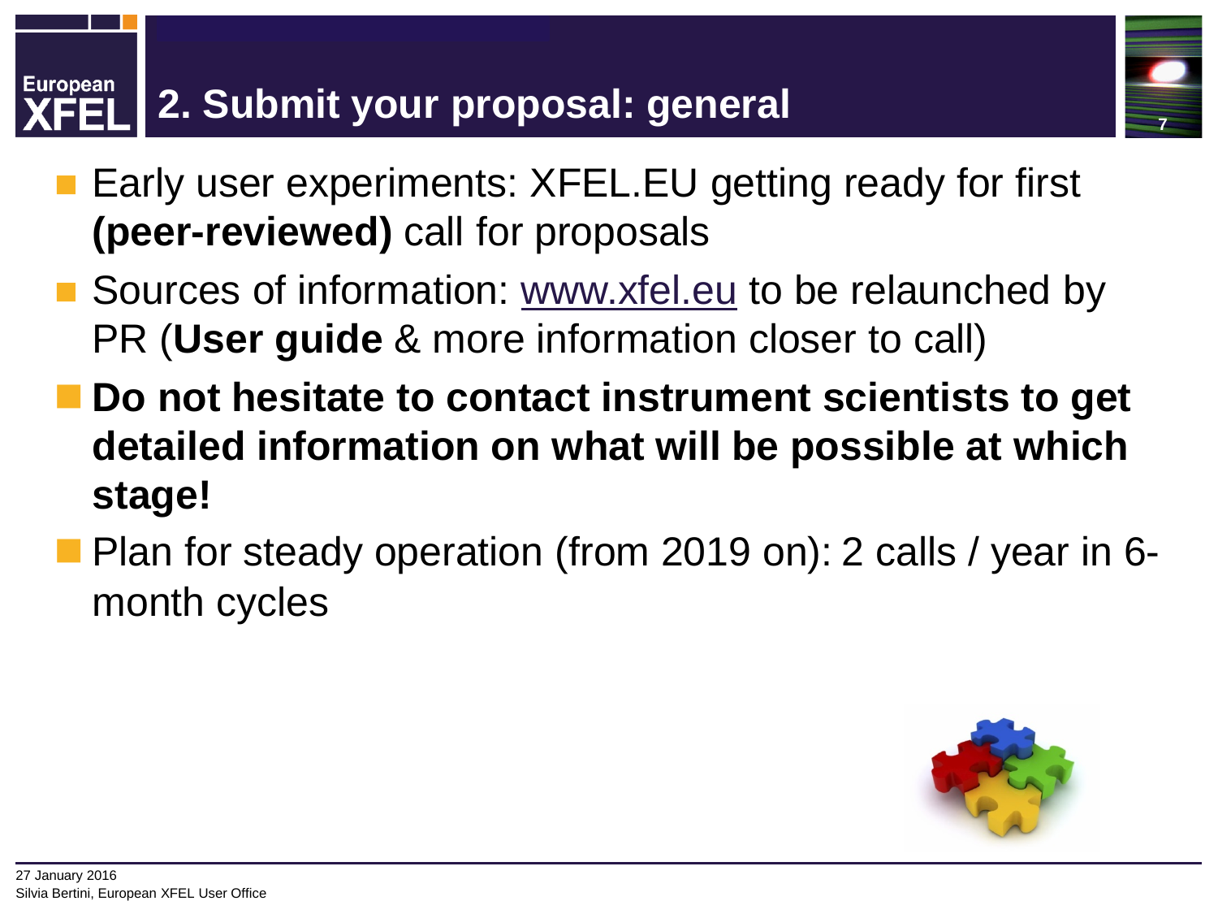# 2. Submit your proposal: general

- Early user experiments: XFEL.EU getting ready for first **(peer-reviewed)** call for proposals
- Sources of information: www.xfel.eu to be relaunched by PR (**User guide** & more information closer to call)
- **Do not hesitate to contact instrument scientists to get detailed information on what will be possible at which stage!**
- Plan for steady operation (from 2019 on): 2 calls / year in 6-month cycles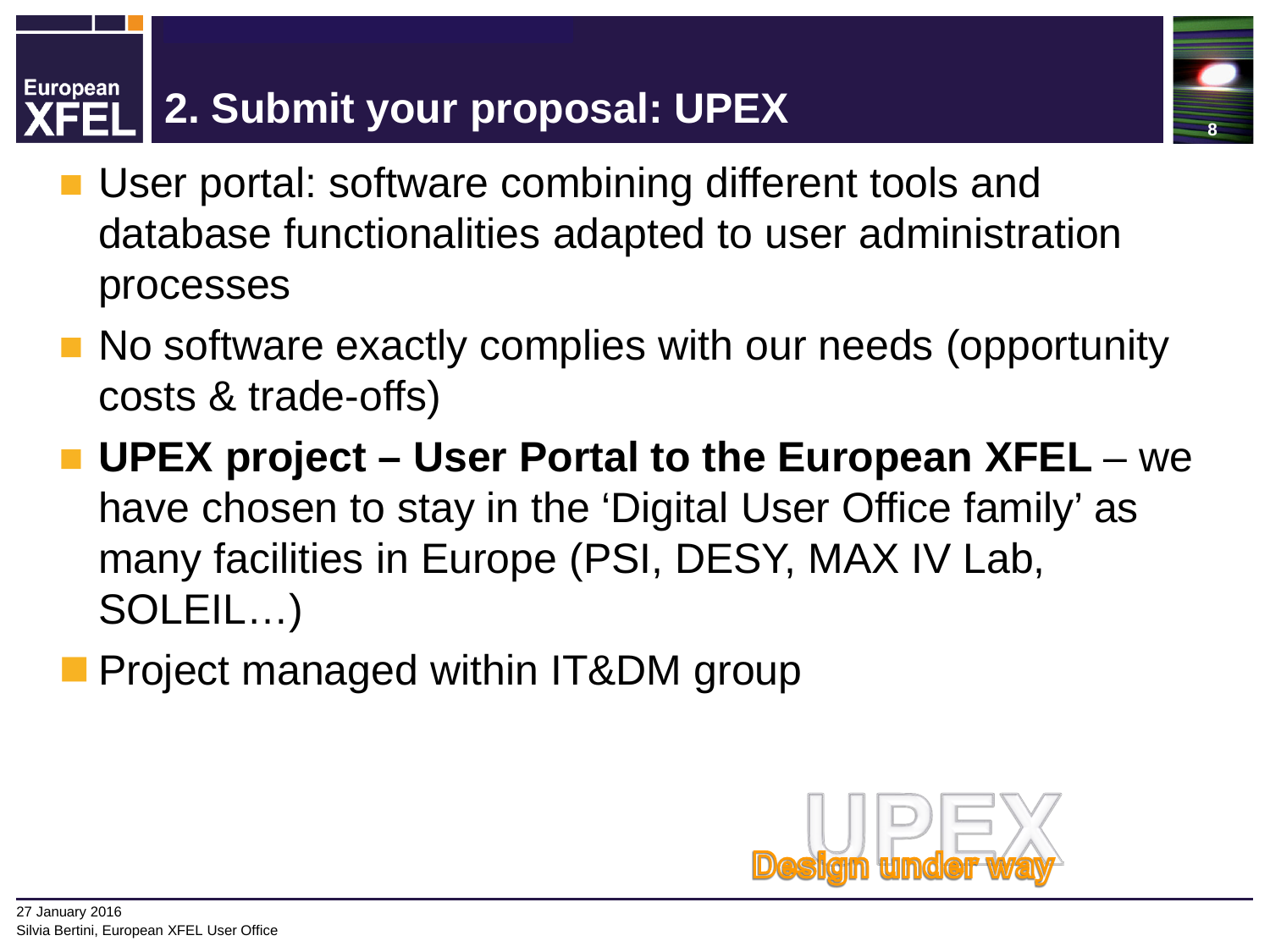# 2. Submit your proposal: UPEX

- User portal: software combining different tools and database functionalities adapted to user administration processes
- No software exactly complies with our needs (opportunity costs & trade-offs)
- **UPEX project – User Portal to the European XFEL** – we have chosen to stay in the 'Digital User Office family' as many facilities in Europe (PSI, DESY, MAX IV Lab, SOLEIL…)
- Project managed within IT&DM group

UPEX

Design under way

27 January 2016
Silvia Bertini, European XFEL User Office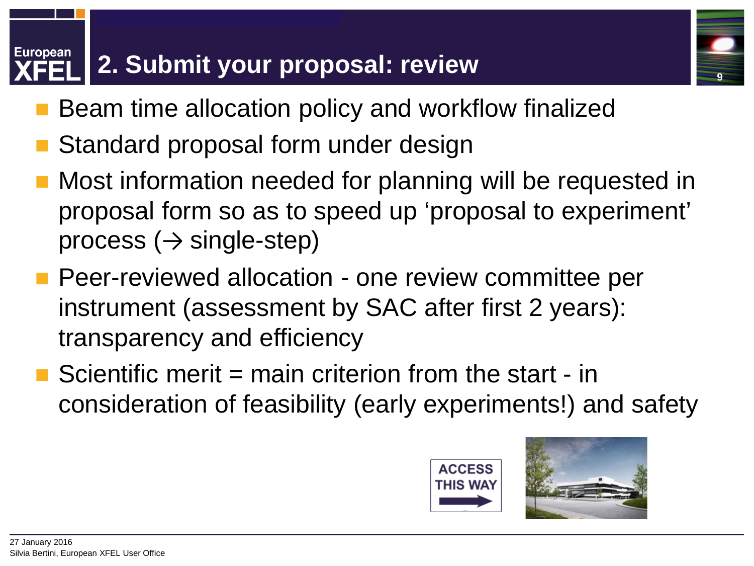## 2. Submit your proposal: review

- Beam time allocation policy and workflow finalized
- Standard proposal form under design
- Most information needed for planning will be requested in proposal form so as to speed up 'proposal to experiment' process (→ single-step)
- Peer-reviewed allocation - one review committee per instrument (assessment by SAC after first 2 years): transparency and efficiency
- Scientific merit = main criterion from the start - in consideration of feasibility (early experiments!) and safety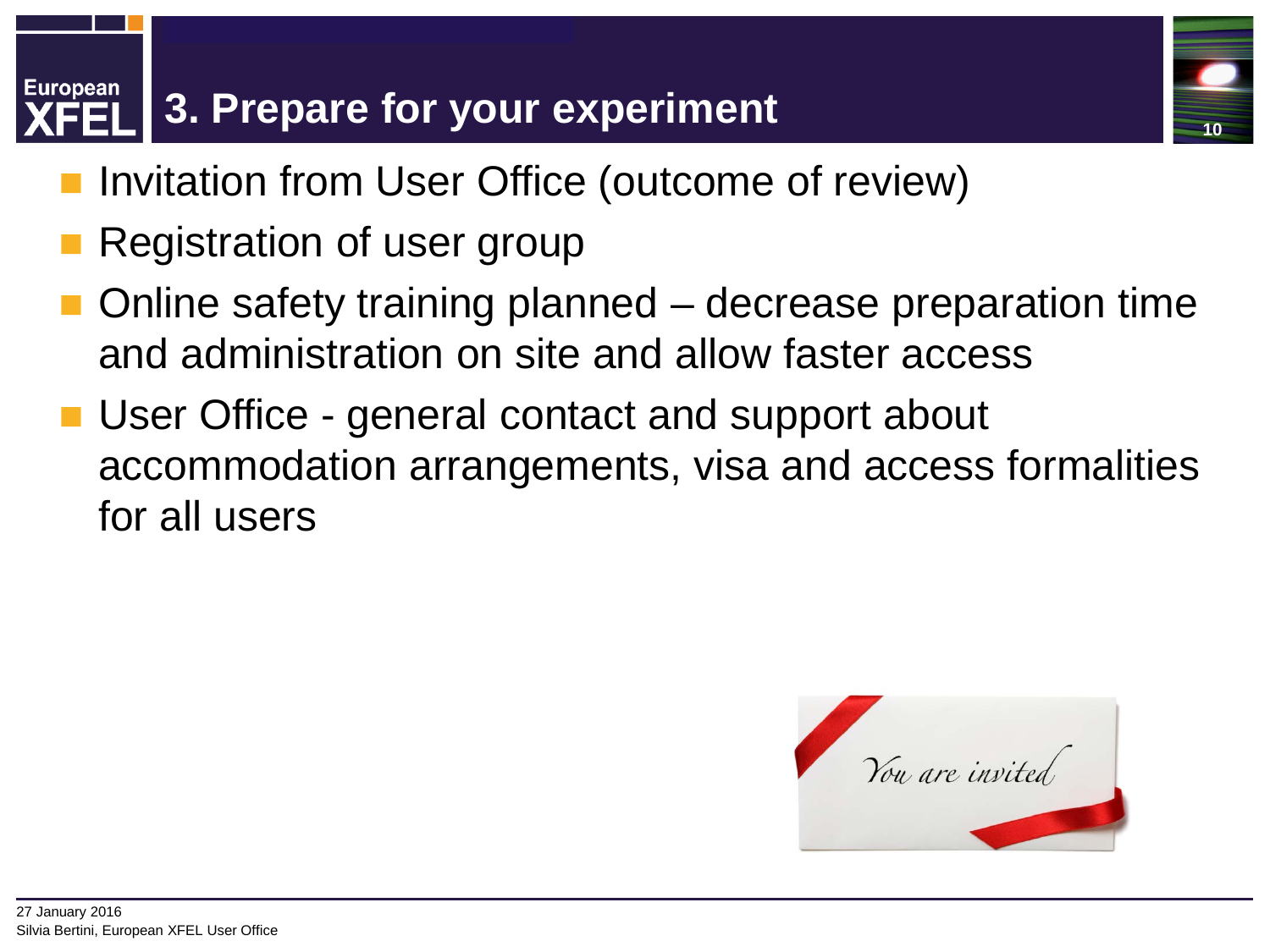# 3. Prepare for your experiment

- Invitation from User Office (outcome of review)
- Registration of user group
- Online safety training planned – decrease preparation time and administration on site and allow faster access
- User Office - general contact and support about accommodation arrangements, visa and access formalities for all users

27 January 2016
Silvia Bertini, European XFEL User Office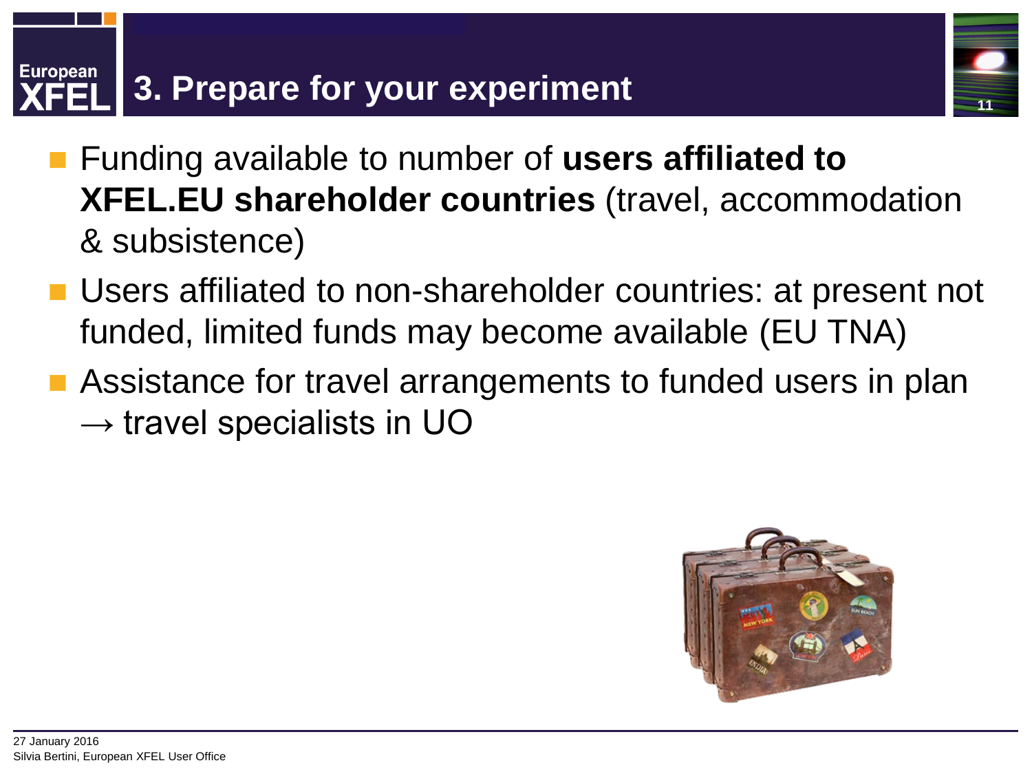# 3. Prepare for your experiment

- Funding available to number of **users affiliated to XFEL.EU shareholder countries** (travel, accommodation & subsistence)
- Users affiliated to non-shareholder countries: at present not funded, limited funds may become available (EU TNA)
- Assistance for travel arrangements to funded users in plan → travel specialists in UO

27 January 2016
Silvia Bertini, European XFEL User Office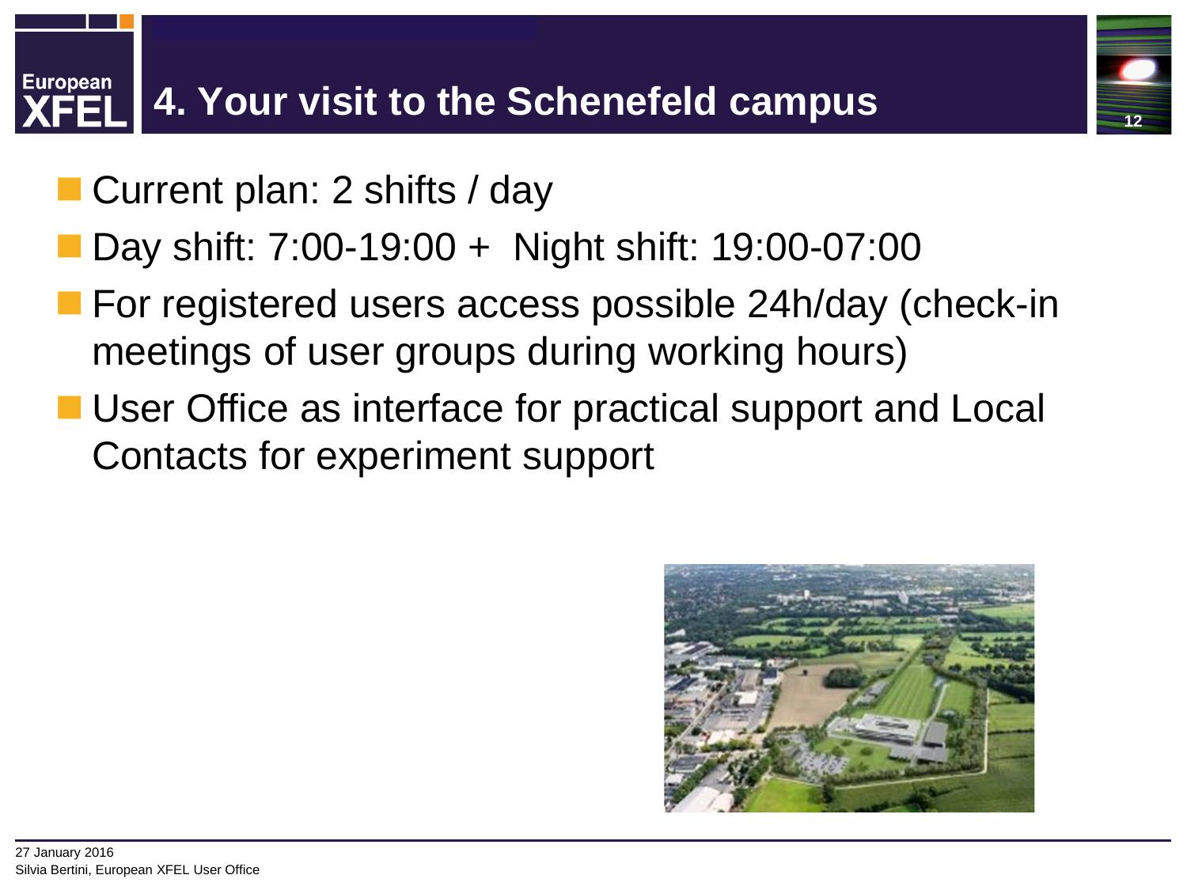# 4. Your visit to the Schenefeld campus

- Current plan: 2 shifts / day
- Day shift: 7:00-19:00 + Night shift: 19:00-07:00
- For registered users access possible 24h/day (check-in meetings of user groups during working hours)
- User Office as interface for practical support and Local Contacts for experiment support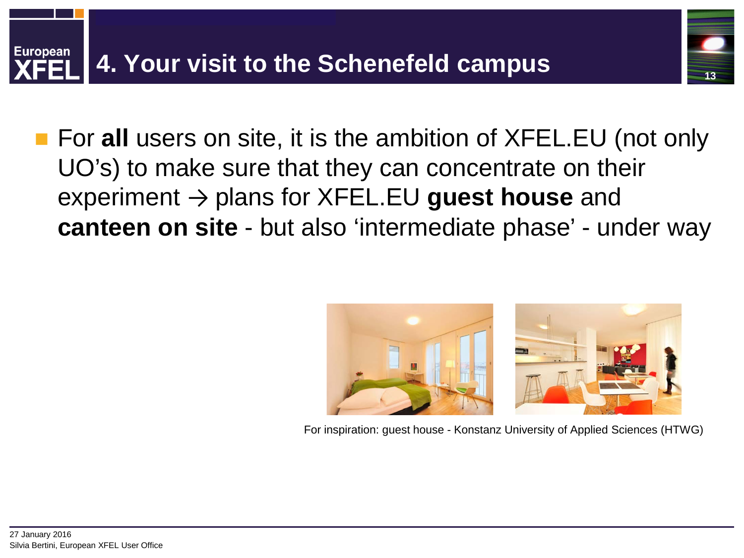# 4. Your visit to the Schenefeld campus

- For **all** users on site, it is the ambition of XFEL.EU (not only UO's) to make sure that they can concentrate on their experiment → plans for XFEL.EU **guest house** and **canteen on site** - but also 'intermediate phase' - under way

For inspiration: guest house - Konstanz University of Applied Sciences (HTWG)

27 January 2016
Silvia Bertini, European XFEL User Office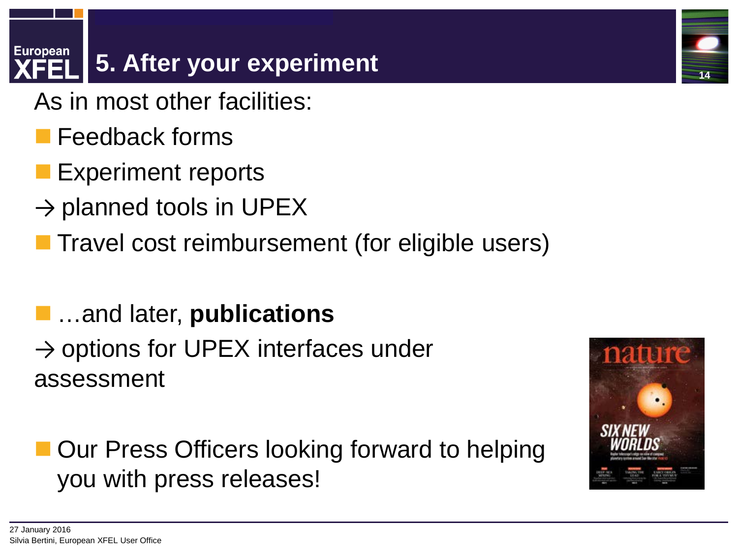# 5. After your experiment

As in most other facilities:

- Feedback forms
- Experiment reports

→ planned tools in UPEX

- Travel cost reimbursement (for eligible users)

- …and later, **publications**

→ options for UPEX interfaces under assessment

- Our Press Officers looking forward to helping you with press releases!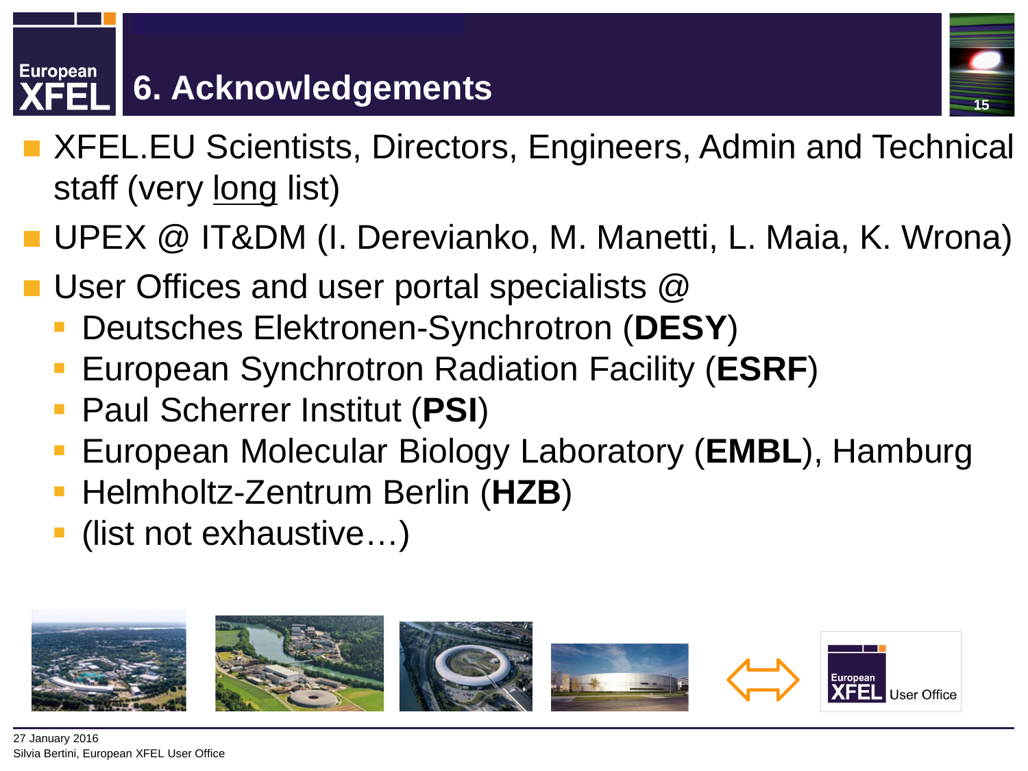# 6. Acknowledgements

- XFEL.EU Scientists, Directors, Engineers, Admin and Technical staff (very <u>long</u> list)
- UPEX @ IT&DM (I. Derevianko, M. Manetti, L. Maia, K. Wrona)
- User Offices and user portal specialists @
  - Deutsches Elektronen-Synchrotron (**DESY**)
  - European Synchrotron Radiation Facility (**ESRF**)
  - Paul Scherrer Institut (**PSI**)
  - European Molecular Biology Laboratory (**EMBL**), Hamburg
  - Helmholtz-Zentrum Berlin (**HZB**)
  - (list not exhaustive…)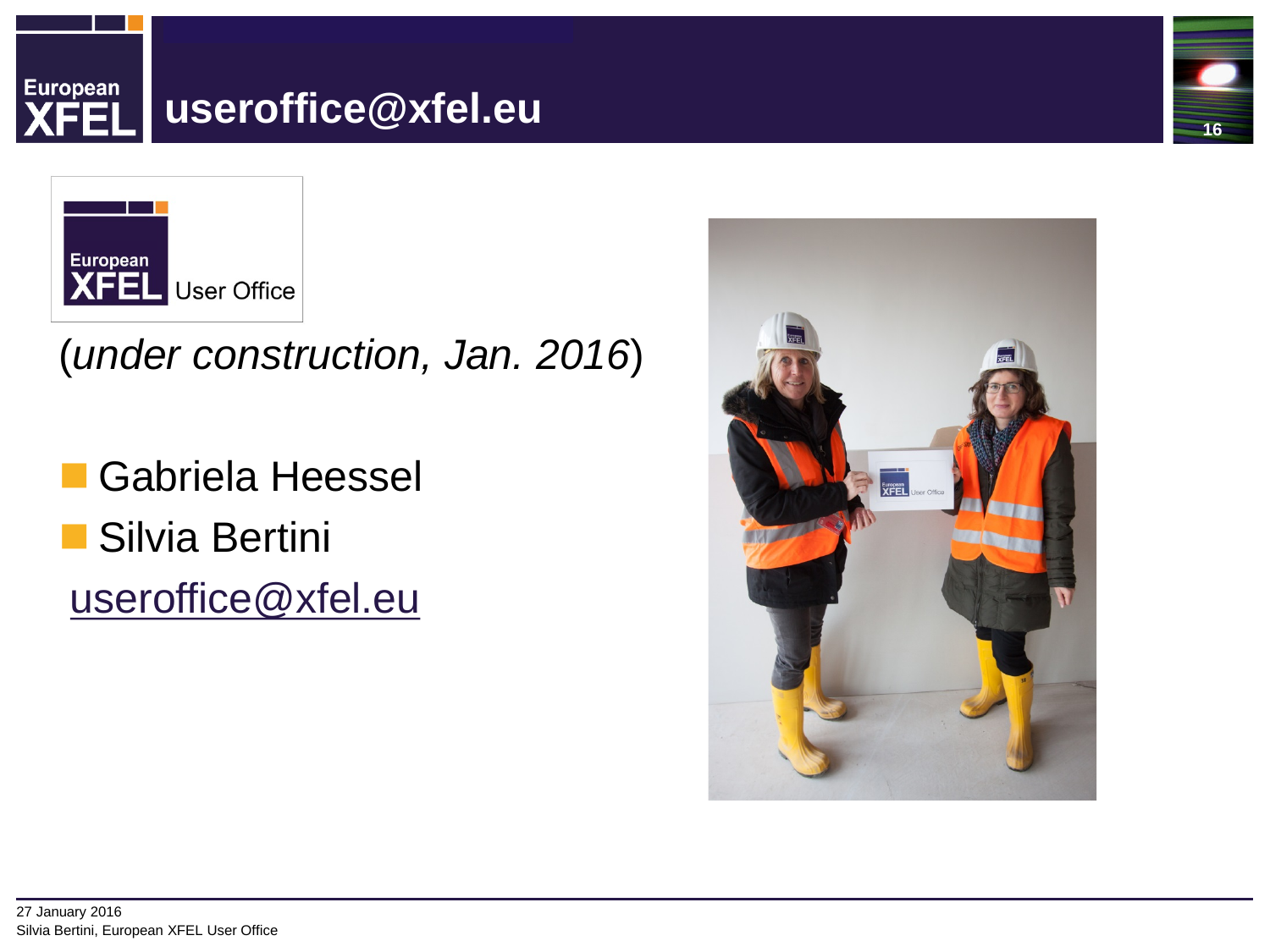# useroffice@xfel.eu

European XFEL User Office

(*under construction, Jan. 2016*)

- Gabriela Heessel
- Silvia Bertini

useroffice@xfel.eu

27 January 2016
Silvia Bertini, European XFEL User Office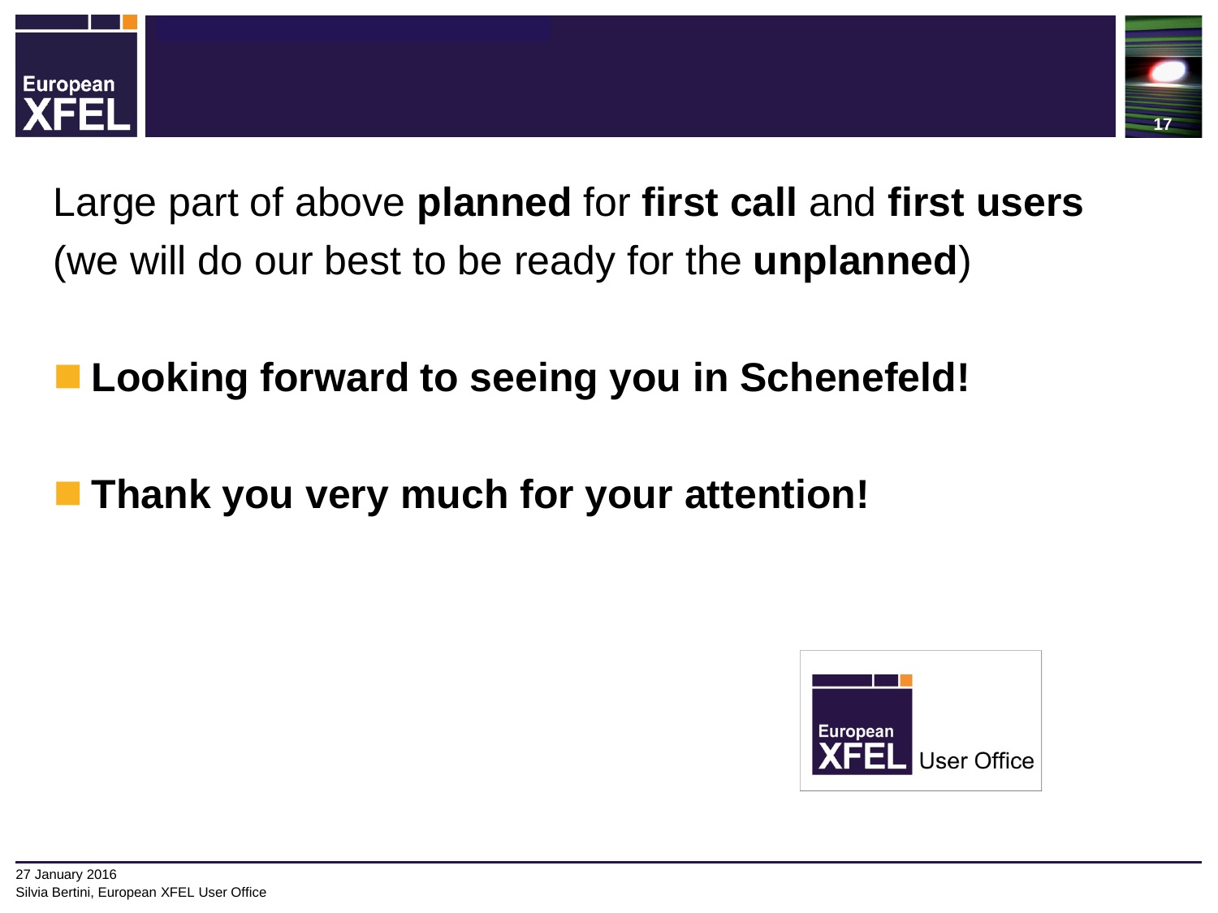Large part of above **planned** for **first call** and **first users**
(we will do our best to be ready for the **unplanned**)

- **Looking forward to seeing you in Schenefeld!**

- **Thank you very much for your attention!**

European XFEL User Office